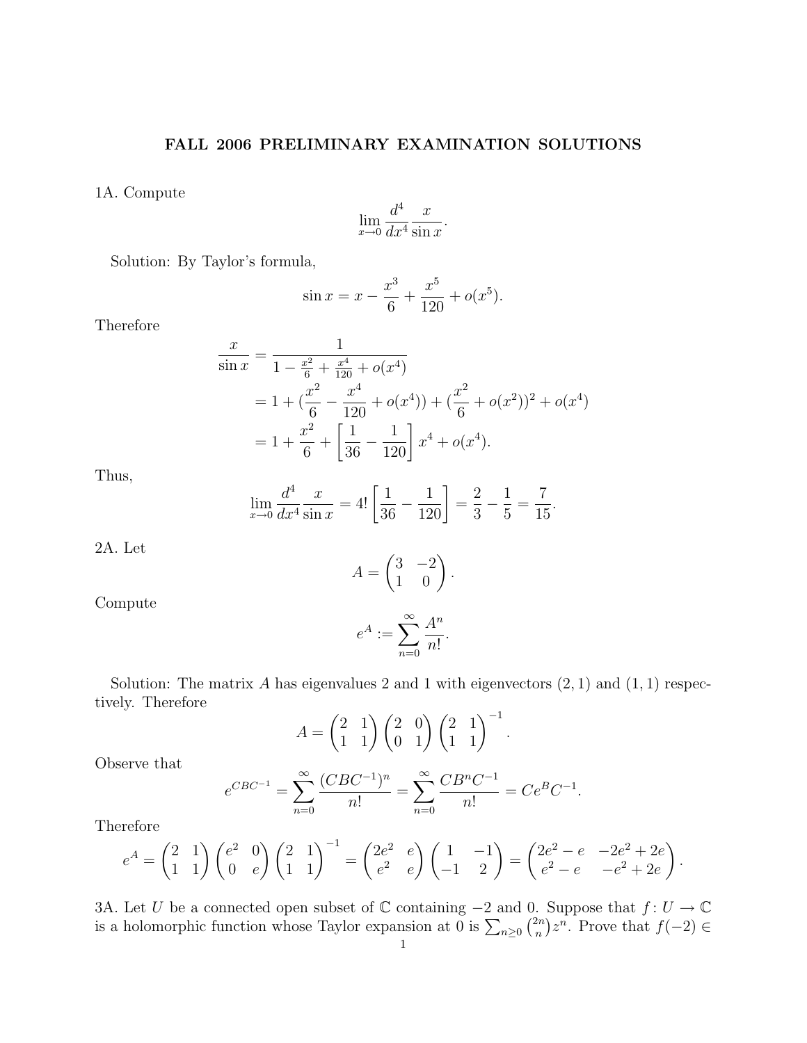# FALL 2006 PRELIMINARY EXAMINATION SOLUTIONS

1A. Compute

$$\lim_{x \to 0} \frac{d^4}{dx^4} \frac{x}{\sin x}.$$

Solution: By Taylor's formula,

$$\sin x = x - \frac{x^3}{6} + \frac{x^5}{120} + o(x^5).$$

Therefore

$$\begin{aligned}
\frac{x}{\sin x} &= \frac{1}{1 - \frac{x^2}{6} + \frac{x^4}{120} + o(x^4)} \\
&= 1 + (\frac{x^2}{6} - \frac{x^4}{120} + o(x^4)) + (\frac{x^2}{6} + o(x^2))^2 + o(x^4) \\
&= 1 + \frac{x^2}{6} + \left[\frac{1}{36} - \frac{1}{120}\right] x^4 + o(x^4).
\end{aligned}$$

Thus,

$$\lim_{x \to 0} \frac{d^4}{dx^4} \frac{x}{\sin x} = 4! \left[\frac{1}{36} - \frac{1}{120}\right] = \frac{2}{3} - \frac{1}{5} = \frac{7}{15}.$$

2A. Let

$$A = \begin{pmatrix} 3 & -2 \\ 1 & 0 \end{pmatrix}.$$

Compute

$$e^A := \sum_{n=0}^{\infty} \frac{A^n}{n!}.$$

Solution: The matrix $A$ has eigenvalues 2 and 1 with eigenvectors $(2, 1)$ and $(1, 1)$ respectively. Therefore

$$A = \begin{pmatrix} 2 & 1 \\ 1 & 1 \end{pmatrix} \begin{pmatrix} 2 & 0 \\ 0 & 1 \end{pmatrix} \begin{pmatrix} 2 & 1 \\ 1 & 1 \end{pmatrix}^{-1}.$$

Observe that

$$e^{CBC^{-1}} = \sum_{n=0}^{\infty} \frac{(CBC^{-1})^n}{n!} = \sum_{n=0}^{\infty} \frac{CB^nC^{-1}}{n!} = Ce^BC^{-1}.$$

Therefore

$$e^A = \begin{pmatrix} 2 & 1 \\ 1 & 1 \end{pmatrix} \begin{pmatrix} e^2 & 0 \\ 0 & e \end{pmatrix} \begin{pmatrix} 2 & 1 \\ 1 & 1 \end{pmatrix}^{-1} = \begin{pmatrix} 2e^2 & e \\ e^2 & e \end{pmatrix} \begin{pmatrix} 1 & -1 \\ -1 & 2 \end{pmatrix} = \begin{pmatrix} 2e^2 - e & -2e^2 + 2e \\ e^2 - e & -e^2 + 2e \end{pmatrix}.$$

3A. Let $U$ be a connected open subset of $\mathbb{C}$ containing $-2$ and $0$. Suppose that $f \colon U \to \mathbb{C}$ is a holomorphic function whose Taylor expansion at 0 is $\sum_{n \geq 0} \binom{2n}{n} z^n$. Prove that $f(-2) \in$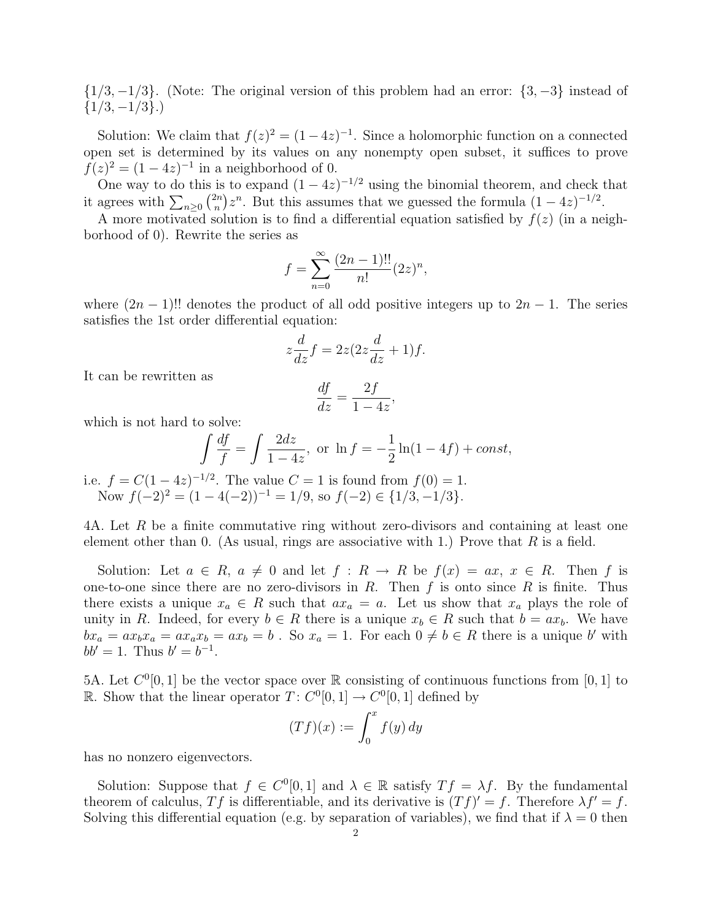$\{1/3, -1/3\}$. (Note: The original version of this problem had an error: $\{3, -3\}$ instead of $\{1/3, -1/3\}$.)

Solution: We claim that $f(z)^2 = (1-4z)^{-1}$. Since a holomorphic function on a connected open set is determined by its values on any nonempty open subset, it suffices to prove $f(z)^2 = (1-4z)^{-1}$ in a neighborhood of 0.

One way to do this is to expand $(1-4z)^{-1/2}$ using the binomial theorem, and check that it agrees with $\sum_{n\geq 0} \binom{2n}{n} z^n$. But this assumes that we guessed the formula $(1-4z)^{-1/2}$.

A more motivated solution is to find a differential equation satisfied by $f(z)$ (in a neighborhood of 0). Rewrite the series as

$$f = \sum_{n=0}^{\infty} \frac{(2n-1)!!}{n!}(2z)^n,$$

where $(2n-1)!!$ denotes the product of all odd positive integers up to $2n-1$. The series satisfies the 1st order differential equation:

$$z\frac{d}{dz}f = 2z(2z\frac{d}{dz}+1)f.$$

It can be rewritten as

$$\frac{df}{dz} = \frac{2f}{1-4z},$$

which is not hard to solve:

$$\int \frac{df}{f} = \int \frac{2dz}{1-4z}, \text{ or } \ln f = -\frac{1}{2}\ln(1-4f) + const,$$

i.e. $f = C(1-4z)^{-1/2}$. The value $C=1$ is found from $f(0)=1$.

Now $f(-2)^2 = (1-4(-2))^{-1} = 1/9$, so $f(-2) \in \{1/3, -1/3\}$.

4A. Let $R$ be a finite commutative ring without zero-divisors and containing at least one element other than 0. (As usual, rings are associative with 1.) Prove that $R$ is a field.

Solution: Let $a \in R$, $a \neq 0$ and let $f : R \to R$ be $f(x) = ax$, $x \in R$. Then $f$ is one-to-one since there are no zero-divisors in $R$. Then $f$ is onto since $R$ is finite. Thus there exists a unique $x_a \in R$ such that $ax_a = a$. Let us show that $x_a$ plays the role of unity in $R$. Indeed, for every $b \in R$ there is a unique $x_b \in R$ such that $b = ax_b$. We have $bx_a = ax_bx_a = ax_ax_b = ax_b = b$ . So $x_a = 1$. For each $0 \neq b \in R$ there is a unique $b'$ with $bb' = 1$. Thus $b' = b^{-1}$.

5A. Let $C^0[0,1]$ be the vector space over $\mathbb{R}$ consisting of continuous functions from $[0,1]$ to $\mathbb{R}$. Show that the linear operator $T\colon C^0[0,1] \to C^0[0,1]$ defined by

$$(Tf)(x) := \int_0^x f(y)\,dy$$

has no nonzero eigenvectors.

Solution: Suppose that $f \in C^0[0,1]$ and $\lambda \in \mathbb{R}$ satisfy $Tf = \lambda f$. By the fundamental theorem of calculus, $Tf$ is differentiable, and its derivative is $(Tf)' = f$. Therefore $\lambda f' = f$. Solving this differential equation (e.g. by separation of variables), we find that if $\lambda = 0$ then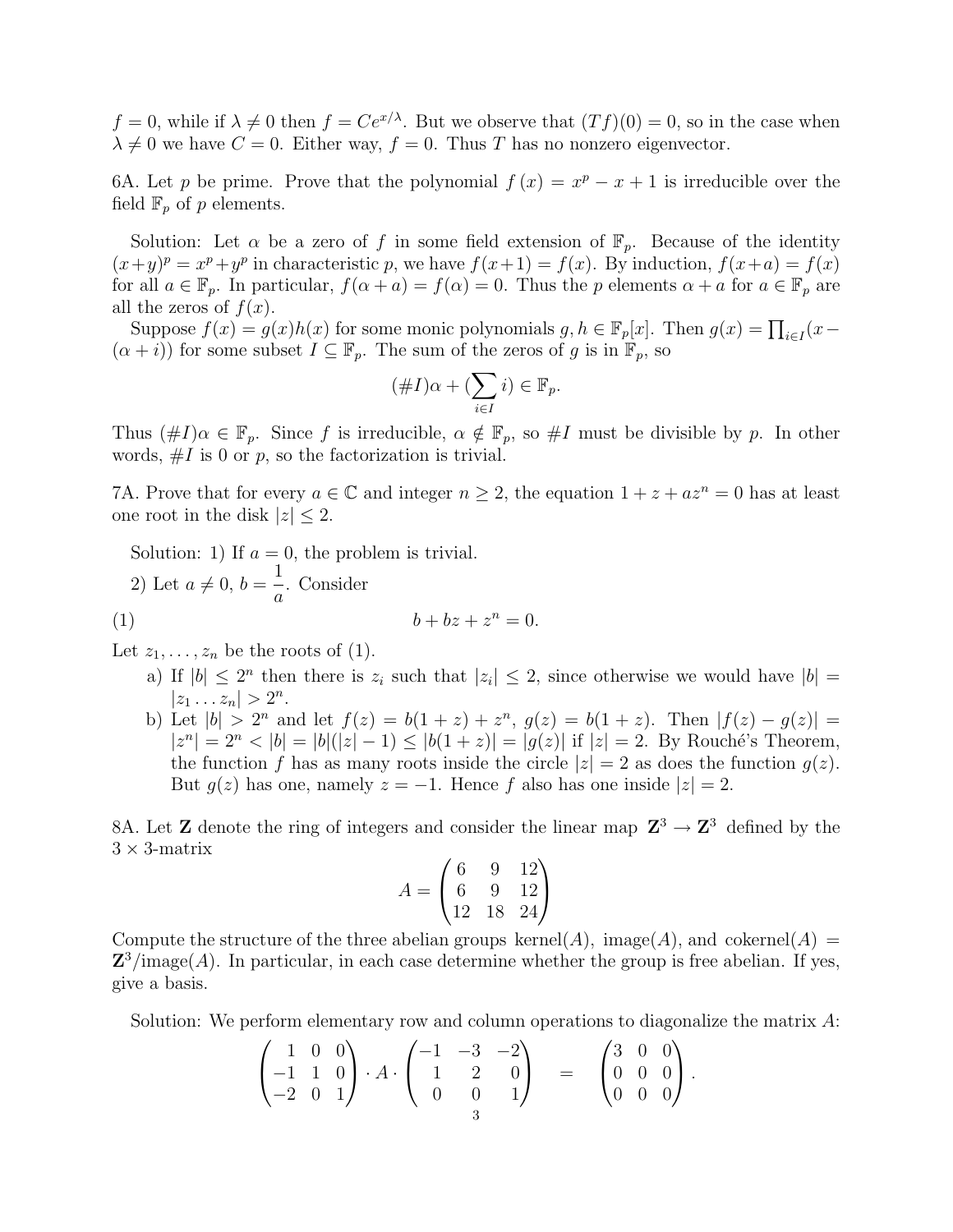$f = 0$, while if $\lambda \neq 0$ then $f = Ce^{x/\lambda}$. But we observe that $(Tf)(0) = 0$, so in the case when $\lambda \neq 0$ we have $C = 0$. Either way, $f = 0$. Thus $T$ has no nonzero eigenvector.

6A. Let $p$ be prime. Prove that the polynomial $f(x) = x^p - x + 1$ is irreducible over the field $\mathbb{F}_p$ of $p$ elements.

Solution: Let $\alpha$ be a zero of $f$ in some field extension of $\mathbb{F}_p$. Because of the identity $(x+y)^p = x^p + y^p$ in characteristic $p$, we have $f(x+1) = f(x)$. By induction, $f(x+a) = f(x)$ for all $a \in \mathbb{F}_p$. In particular, $f(\alpha + a) = f(\alpha) = 0$. Thus the $p$ elements $\alpha + a$ for $a \in \mathbb{F}_p$ are all the zeros of $f(x)$.

Suppose $f(x) = g(x)h(x)$ for some monic polynomials $g, h \in \mathbb{F}_p[x]$. Then $g(x) = \prod_{i \in I}(x - (\alpha + i))$ for some subset $I \subseteq \mathbb{F}_p$. The sum of the zeros of $g$ is in $\mathbb{F}_p$, so

$$(\#I)\alpha + (\sum_{i \in I} i) \in \mathbb{F}_p.$$

Thus $(\#I)\alpha \in \mathbb{F}_p$. Since $f$ is irreducible, $\alpha \notin \mathbb{F}_p$, so $\#I$ must be divisible by $p$. In other words, $\#I$ is 0 or $p$, so the factorization is trivial.

7A. Prove that for every $a \in \mathbb{C}$ and integer $n \geq 2$, the equation $1 + z + az^n = 0$ has at least one root in the disk $|z| \leq 2$.

Solution: 1) If $a = 0$, the problem is trivial.

2) Let $a \neq 0$, $b = \dfrac{1}{a}$. Consider

$$b + bz + z^n = 0. \tag{1}$$

Let $z_1, \ldots, z_n$ be the roots of (1).

a) If $|b| \leq 2^n$ then there is $z_i$ such that $|z_i| \leq 2$, since otherwise we would have $|b| = |z_1 \ldots z_n| > 2^n$.

b) Let $|b| > 2^n$ and let $f(z) = b(1+z) + z^n$, $g(z) = b(1+z)$. Then $|f(z) - g(z)| = |z^n| = 2^n < |b| = |b|(|z| - 1) \leq |b(1+z)| = |g(z)|$ if $|z| = 2$. By Rouché's Theorem, the function $f$ has as many roots inside the circle $|z| = 2$ as does the function $g(z)$. But $g(z)$ has one, namely $z = -1$. Hence $f$ also has one inside $|z| = 2$.

8A. Let $\mathbf{Z}$ denote the ring of integers and consider the linear map $\mathbf{Z}^3 \to \mathbf{Z}^3$ defined by the $3 \times 3$-matrix

$$A = \begin{pmatrix} 6 & 9 & 12 \\ 6 & 9 & 12 \\ 12 & 18 & 24 \end{pmatrix}$$

Compute the structure of the three abelian groups kernel($A$), image($A$), and cokernel($A$) = $\mathbf{Z}^3$/image($A$). In particular, in each case determine whether the group is free abelian. If yes, give a basis.

Solution: We perform elementary row and column operations to diagonalize the matrix $A$:

$$\begin{pmatrix} 1 & 0 & 0 \\ -1 & 1 & 0 \\ -2 & 0 & 1 \end{pmatrix} \cdot A \cdot \begin{pmatrix} -1 & -3 & -2 \\ 1 & 2 & 0 \\ 0 & 0 & 1 \end{pmatrix} = \begin{pmatrix} 3 & 0 & 0 \\ 0 & 0 & 0 \\ 0 & 0 & 0 \end{pmatrix}.$$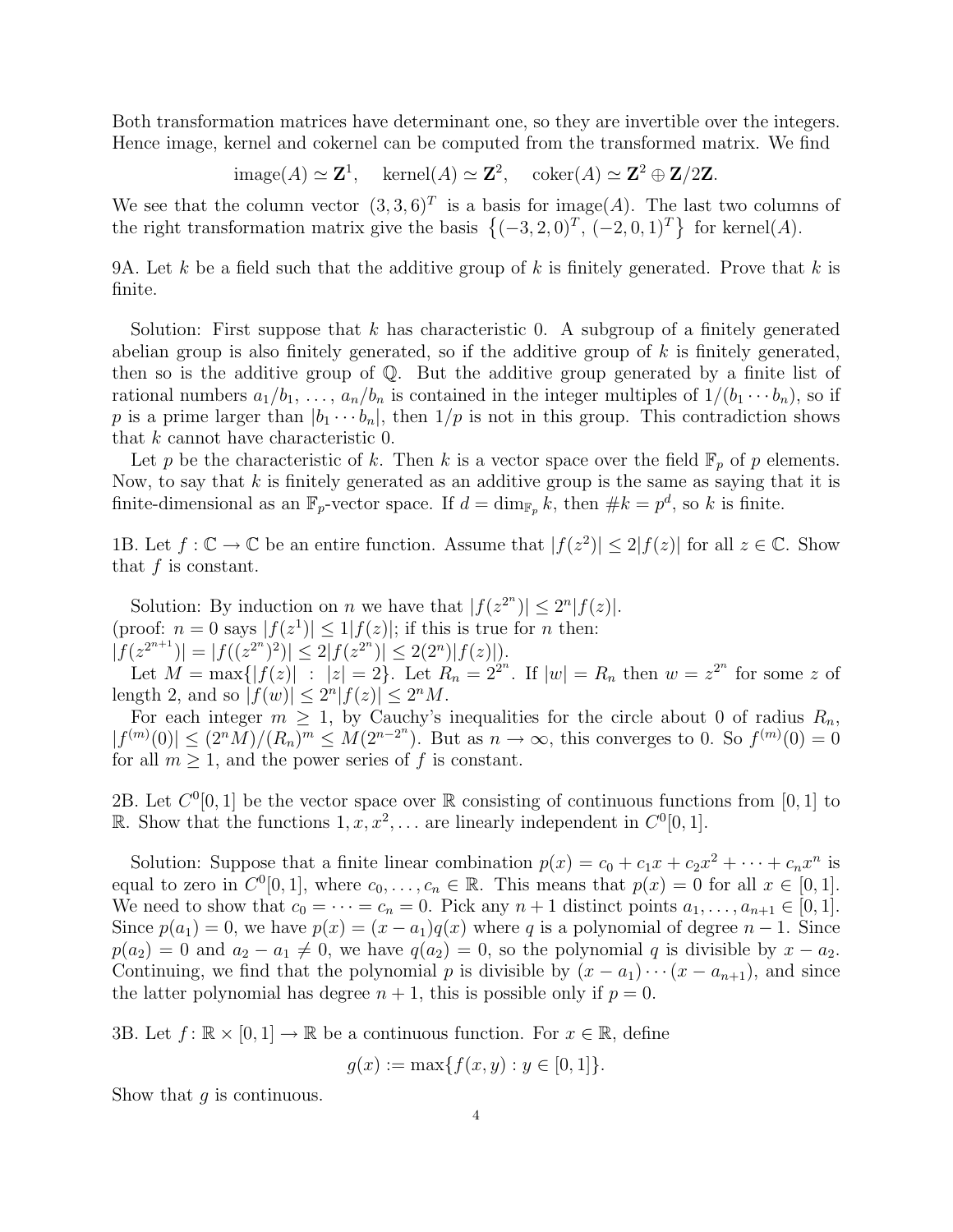Both transformation matrices have determinant one, so they are invertible over the integers. Hence image, kernel and cokernel can be computed from the transformed matrix. We find

$$\text{image}(A) \simeq \mathbf{Z}^1, \quad \text{kernel}(A) \simeq \mathbf{Z}^2, \quad \text{coker}(A) \simeq \mathbf{Z}^2 \oplus \mathbf{Z}/2\mathbf{Z}.$$

We see that the column vector $(3,3,6)^T$ is a basis for image($A$). The last two columns of the right transformation matrix give the basis $\{(-3,2,0)^T, (-2,0,1)^T\}$ for kernel($A$).

9A. Let $k$ be a field such that the additive group of $k$ is finitely generated. Prove that $k$ is finite.

Solution: First suppose that $k$ has characteristic 0. A subgroup of a finitely generated abelian group is also finitely generated, so if the additive group of $k$ is finitely generated, then so is the additive group of $\mathbb{Q}$. But the additive group generated by a finite list of rational numbers $a_1/b_1, \ldots, a_n/b_n$ is contained in the integer multiples of $1/(b_1 \cdots b_n)$, so if $p$ is a prime larger than $|b_1 \cdots b_n|$, then $1/p$ is not in this group. This contradiction shows that $k$ cannot have characteristic 0.

Let $p$ be the characteristic of $k$. Then $k$ is a vector space over the field $\mathbb{F}_p$ of $p$ elements. Now, to say that $k$ is finitely generated as an additive group is the same as saying that it is finite-dimensional as an $\mathbb{F}_p$-vector space. If $d = \dim_{\mathbb{F}_p} k$, then $\#k = p^d$, so $k$ is finite.

1B. Let $f : \mathbb{C} \to \mathbb{C}$ be an entire function. Assume that $|f(z^2)| \leq 2|f(z)|$ for all $z \in \mathbb{C}$. Show that $f$ is constant.

Solution: By induction on $n$ we have that $|f(z^{2^n})| \leq 2^n |f(z)|$.
(proof: $n = 0$ says $|f(z^1)| \leq 1|f(z)|$; if this is true for $n$ then:
$|f(z^{2^{n+1}})| = |f((z^{2^n})^2)| \leq 2|f(z^{2^n})| \leq 2(2^n)|f(z)|$).

Let $M = \max\{|f(z)| \ : \ |z| = 2\}$. Let $R_n = 2^{2^n}$. If $|w| = R_n$ then $w = z^{2^n}$ for some $z$ of length 2, and so $|f(w)| \leq 2^n |f(z)| \leq 2^n M$.

For each integer $m \geq 1$, by Cauchy's inequalities for the circle about 0 of radius $R_n$, $|f^{(m)}(0)| \leq (2^n M)/(R_n)^m \leq M(2^{n-2^n})$. But as $n \to \infty$, this converges to 0. So $f^{(m)}(0) = 0$ for all $m \geq 1$, and the power series of $f$ is constant.

2B. Let $C^0[0,1]$ be the vector space over $\mathbb{R}$ consisting of continuous functions from $[0,1]$ to $\mathbb{R}$. Show that the functions $1, x, x^2, \ldots$ are linearly independent in $C^0[0,1]$.

Solution: Suppose that a finite linear combination $p(x) = c_0 + c_1 x + c_2 x^2 + \cdots + c_n x^n$ is equal to zero in $C^0[0,1]$, where $c_0, \ldots, c_n \in \mathbb{R}$. This means that $p(x) = 0$ for all $x \in [0,1]$. We need to show that $c_0 = \cdots = c_n = 0$. Pick any $n+1$ distinct points $a_1, \ldots, a_{n+1} \in [0,1]$. Since $p(a_1) = 0$, we have $p(x) = (x - a_1)q(x)$ where $q$ is a polynomial of degree $n-1$. Since $p(a_2) = 0$ and $a_2 - a_1 \neq 0$, we have $q(a_2) = 0$, so the polynomial $q$ is divisible by $x - a_2$. Continuing, we find that the polynomial $p$ is divisible by $(x - a_1) \cdots (x - a_{n+1})$, and since the latter polynomial has degree $n+1$, this is possible only if $p = 0$.

3B. Let $f : \mathbb{R} \times [0,1] \to \mathbb{R}$ be a continuous function. For $x \in \mathbb{R}$, define

$$g(x) := \max\{f(x,y) : y \in [0,1]\}.$$

Show that $g$ is continuous.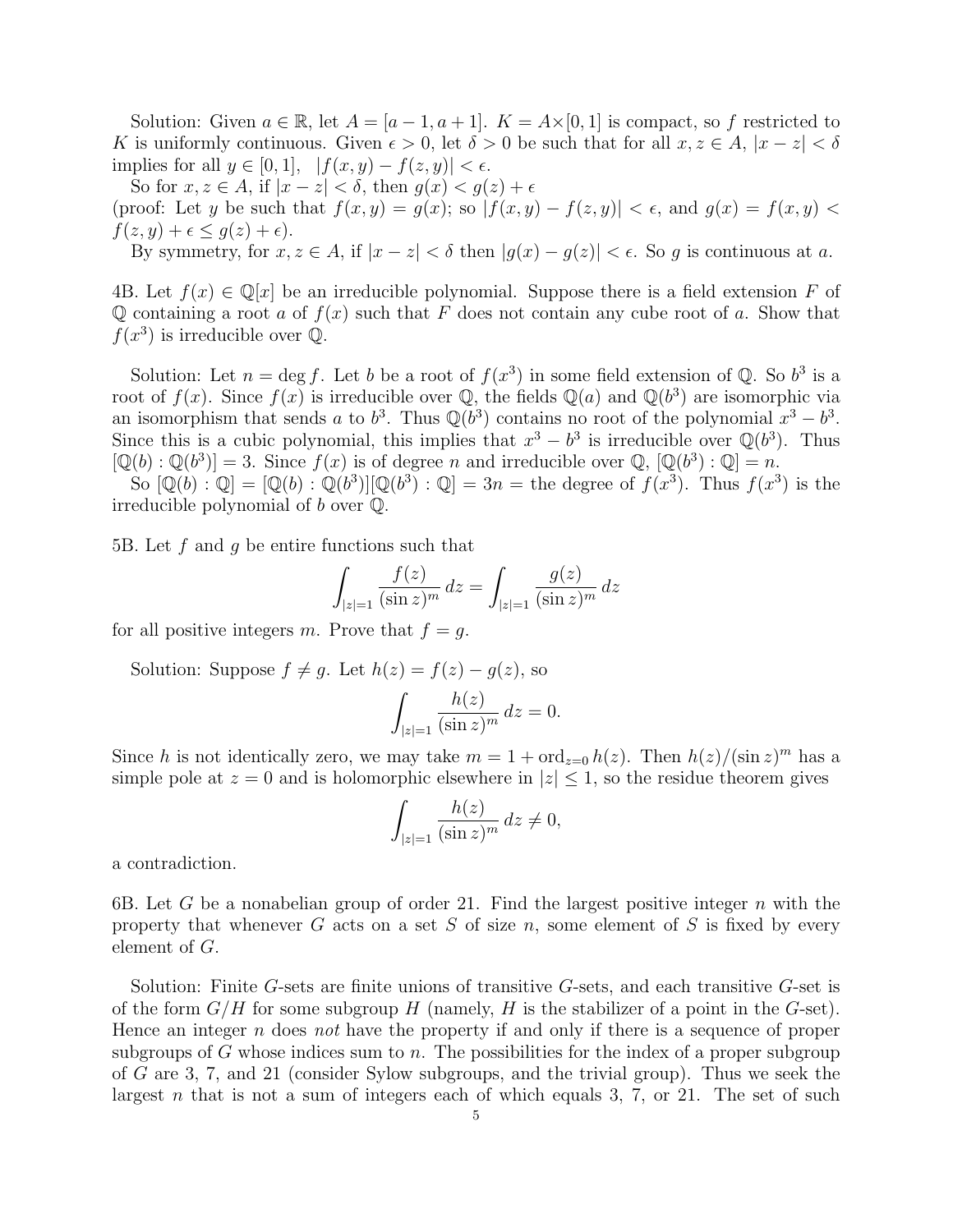Solution: Given $a \in \mathbb{R}$, let $A = [a-1, a+1]$. $K = A \times [0,1]$ is compact, so $f$ restricted to $K$ is uniformly continuous. Given $\epsilon > 0$, let $\delta > 0$ be such that for all $x, z \in A$, $|x - z| < \delta$ implies for all $y \in [0,1]$, $\;|f(x,y) - f(z,y)| < \epsilon$.

So for $x, z \in A$, if $|x - z| < \delta$, then $g(x) < g(z) + \epsilon$
(proof: Let $y$ be such that $f(x,y) = g(x)$; so $|f(x,y) - f(z,y)| < \epsilon$, and $g(x) = f(x,y) < f(z,y) + \epsilon \le g(z) + \epsilon$).

By symmetry, for $x, z \in A$, if $|x - z| < \delta$ then $|g(x) - g(z)| < \epsilon$. So $g$ is continuous at $a$.

4B. Let $f(x) \in \mathbb{Q}[x]$ be an irreducible polynomial. Suppose there is a field extension $F$ of $\mathbb{Q}$ containing a root $a$ of $f(x)$ such that $F$ does not contain any cube root of $a$. Show that $f(x^3)$ is irreducible over $\mathbb{Q}$.

Solution: Let $n = \deg f$. Let $b$ be a root of $f(x^3)$ in some field extension of $\mathbb{Q}$. So $b^3$ is a root of $f(x)$. Since $f(x)$ is irreducible over $\mathbb{Q}$, the fields $\mathbb{Q}(a)$ and $\mathbb{Q}(b^3)$ are isomorphic via an isomorphism that sends $a$ to $b^3$. Thus $\mathbb{Q}(b^3)$ contains no root of the polynomial $x^3 - b^3$. Since this is a cubic polynomial, this implies that $x^3 - b^3$ is irreducible over $\mathbb{Q}(b^3)$. Thus $[\mathbb{Q}(b) : \mathbb{Q}(b^3)] = 3$. Since $f(x)$ is of degree $n$ and irreducible over $\mathbb{Q}$, $[\mathbb{Q}(b^3) : \mathbb{Q}] = n$.

So $[\mathbb{Q}(b) : \mathbb{Q}] = [\mathbb{Q}(b) : \mathbb{Q}(b^3)][\mathbb{Q}(b^3) : \mathbb{Q}] = 3n =$ the degree of $f(x^3)$. Thus $f(x^3)$ is the irreducible polynomial of $b$ over $\mathbb{Q}$.

5B. Let $f$ and $g$ be entire functions such that

$$\int_{|z|=1} \frac{f(z)}{(\sin z)^m}\, dz = \int_{|z|=1} \frac{g(z)}{(\sin z)^m}\, dz$$

for all positive integers $m$. Prove that $f = g$.

Solution: Suppose $f \ne g$. Let $h(z) = f(z) - g(z)$, so

$$\int_{|z|=1} \frac{h(z)}{(\sin z)^m}\, dz = 0.$$

Since $h$ is not identically zero, we may take $m = 1 + \operatorname{ord}_{z=0} h(z)$. Then $h(z)/(\sin z)^m$ has a simple pole at $z = 0$ and is holomorphic elsewhere in $|z| \le 1$, so the residue theorem gives

$$\int_{|z|=1} \frac{h(z)}{(\sin z)^m}\, dz \ne 0,$$

a contradiction.

6B. Let $G$ be a nonabelian group of order 21. Find the largest positive integer $n$ with the property that whenever $G$ acts on a set $S$ of size $n$, some element of $S$ is fixed by every element of $G$.

Solution: Finite $G$-sets are finite unions of transitive $G$-sets, and each transitive $G$-set is of the form $G/H$ for some subgroup $H$ (namely, $H$ is the stabilizer of a point in the $G$-set). Hence an integer $n$ does *not* have the property if and only if there is a sequence of proper subgroups of $G$ whose indices sum to $n$. The possibilities for the index of a proper subgroup of $G$ are 3, 7, and 21 (consider Sylow subgroups, and the trivial group). Thus we seek the largest $n$ that is not a sum of integers each of which equals 3, 7, or 21. The set of such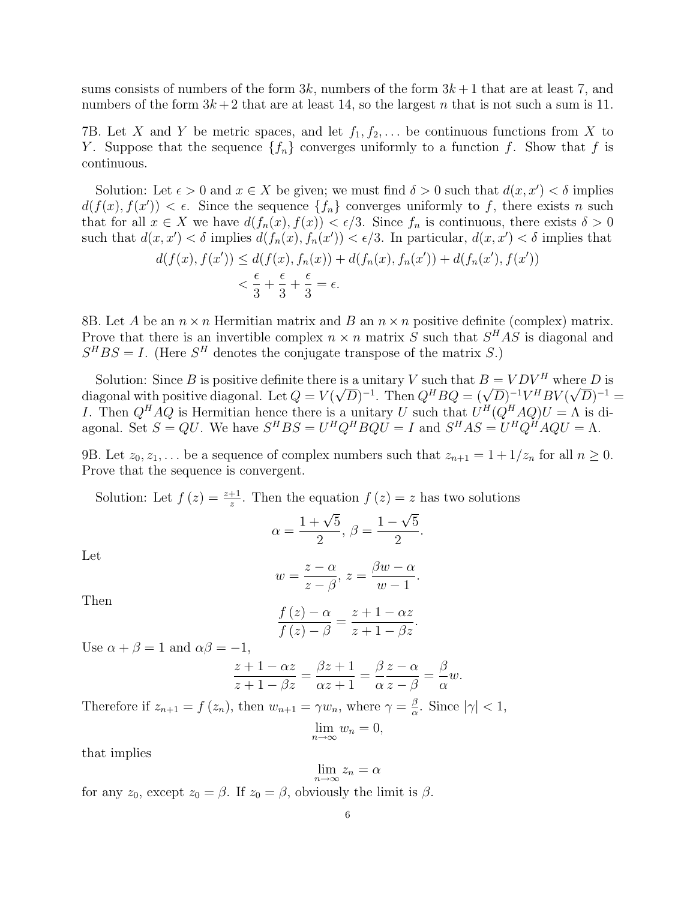sums consists of numbers of the form $3k$, numbers of the form $3k+1$ that are at least 7, and numbers of the form $3k+2$ that are at least 14, so the largest $n$ that is not such a sum is 11.

7B. Let $X$ and $Y$ be metric spaces, and let $f_1, f_2, \ldots$ be continuous functions from $X$ to $Y$. Suppose that the sequence $\{f_n\}$ converges uniformly to a function $f$. Show that $f$ is continuous.

Solution: Let $\epsilon > 0$ and $x \in X$ be given; we must find $\delta > 0$ such that $d(x, x') < \delta$ implies $d(f(x), f(x')) < \epsilon$. Since the sequence $\{f_n\}$ converges uniformly to $f$, there exists $n$ such that for all $x \in X$ we have $d(f_n(x), f(x)) < \epsilon/3$. Since $f_n$ is continuous, there exists $\delta > 0$ such that $d(x, x') < \delta$ implies $d(f_n(x), f_n(x')) < \epsilon/3$. In particular, $d(x, x') < \delta$ implies that

$$\begin{aligned} d(f(x), f(x')) &\leq d(f(x), f_n(x)) + d(f_n(x), f_n(x')) + d(f_n(x'), f(x')) \\ &< \frac{\epsilon}{3} + \frac{\epsilon}{3} + \frac{\epsilon}{3} = \epsilon. \end{aligned}$$

8B. Let $A$ be an $n \times n$ Hermitian matrix and $B$ an $n \times n$ positive definite (complex) matrix. Prove that there is an invertible complex $n \times n$ matrix $S$ such that $S^H AS$ is diagonal and $S^H BS = I$. (Here $S^H$ denotes the conjugate transpose of the matrix $S$.)

Solution: Since $B$ is positive definite there is a unitary $V$ such that $B = VDV^H$ where $D$ is diagonal with positive diagonal. Let $Q = V(\sqrt{D})^{-1}$. Then $Q^H BQ = (\sqrt{D})^{-1} V^H BV(\sqrt{D})^{-1} = I$. Then $Q^H AQ$ is Hermitian hence there is a unitary $U$ such that $U^H(Q^H AQ)U = \Lambda$ is diagonal. Set $S = QU$. We have $S^H BS = U^H Q^H BQU = I$ and $S^H AS = U^H Q^H AQU = \Lambda$.

9B. Let $z_0, z_1, \ldots$ be a sequence of complex numbers such that $z_{n+1} = 1 + 1/z_n$ for all $n \geq 0$. Prove that the sequence is convergent.

Solution: Let $f(z) = \frac{z+1}{z}$. Then the equation $f(z) = z$ has two solutions

$$\alpha = \frac{1+\sqrt{5}}{2}, \; \beta = \frac{1-\sqrt{5}}{2}.$$

Let

$$w = \frac{z-\alpha}{z-\beta}, \; z = \frac{\beta w - \alpha}{w-1}.$$

Then

$$\frac{f(z) - \alpha}{f(z) - \beta} = \frac{z+1-\alpha z}{z+1-\beta z}.$$

Use $\alpha + \beta = 1$ and $\alpha\beta = -1$,

$$\frac{z+1-\alpha z}{z+1-\beta z} = \frac{\beta z + 1}{\alpha z + 1} = \frac{\beta}{\alpha}\frac{z-\alpha}{z-\beta} = \frac{\beta}{\alpha} w.$$

Therefore if $z_{n+1} = f(z_n)$, then $w_{n+1} = \gamma w_n$, where $\gamma = \frac{\beta}{\alpha}$. Since $|\gamma| < 1$,

$$\lim_{n \to \infty} w_n = 0,$$

that implies

$$\lim_{n \to \infty} z_n = \alpha$$

for any $z_0$, except $z_0 = \beta$. If $z_0 = \beta$, obviously the limit is $\beta$.